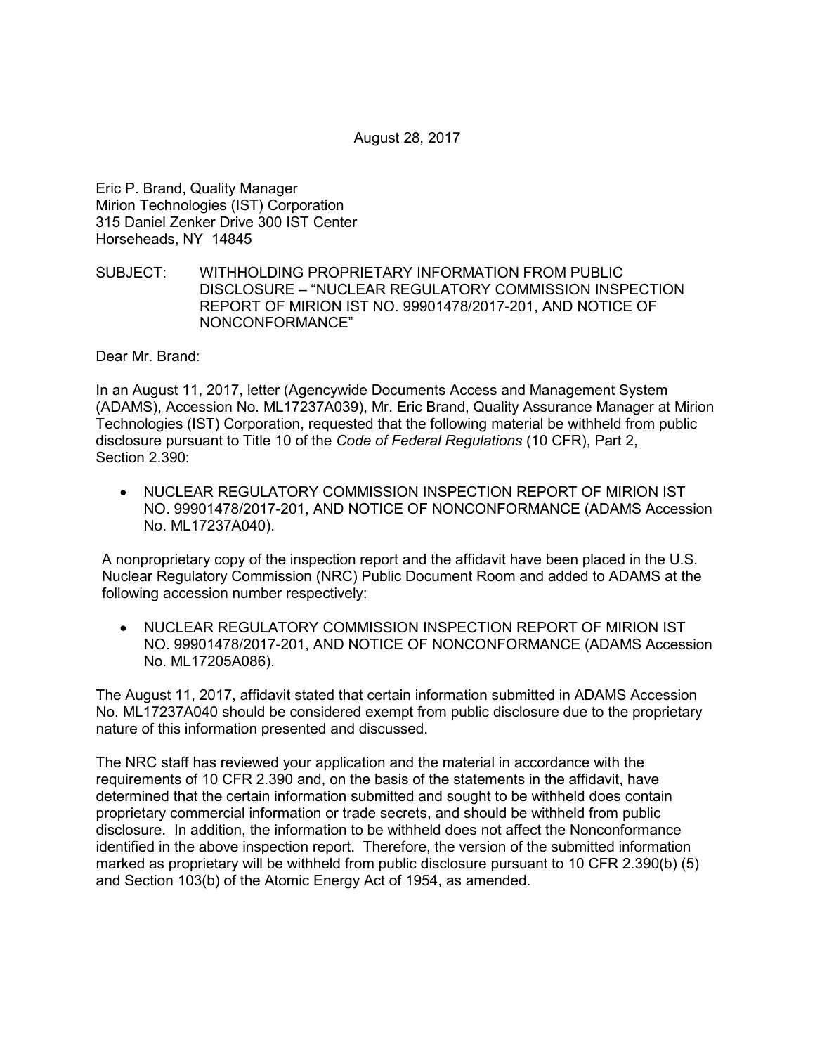August 28, 2017

Eric P. Brand, Quality Manager
Mirion Technologies (IST) Corporation
315 Daniel Zenker Drive 300 IST Center
Horseheads, NY 14845

SUBJECT: WITHHOLDING PROPRIETARY INFORMATION FROM PUBLIC DISCLOSURE – "NUCLEAR REGULATORY COMMISSION INSPECTION REPORT OF MIRION IST NO. 99901478/2017-201, AND NOTICE OF NONCONFORMANCE"

Dear Mr. Brand:

In an August 11, 2017, letter (Agencywide Documents Access and Management System (ADAMS), Accession No. ML17237A039), Mr. Eric Brand, Quality Assurance Manager at Mirion Technologies (IST) Corporation, requested that the following material be withheld from public disclosure pursuant to Title 10 of the *Code of Federal Regulations* (10 CFR), Part 2, Section 2.390:

- NUCLEAR REGULATORY COMMISSION INSPECTION REPORT OF MIRION IST NO. 99901478/2017-201, AND NOTICE OF NONCONFORMANCE (ADAMS Accession No. ML17237A040).

A nonproprietary copy of the inspection report and the affidavit have been placed in the U.S. Nuclear Regulatory Commission (NRC) Public Document Room and added to ADAMS at the following accession number respectively:

- NUCLEAR REGULATORY COMMISSION INSPECTION REPORT OF MIRION IST NO. 99901478/2017-201, AND NOTICE OF NONCONFORMANCE (ADAMS Accession No. ML17205A086).

The August 11, 2017, affidavit stated that certain information submitted in ADAMS Accession No. ML17237A040 should be considered exempt from public disclosure due to the proprietary nature of this information presented and discussed.

The NRC staff has reviewed your application and the material in accordance with the requirements of 10 CFR 2.390 and, on the basis of the statements in the affidavit, have determined that the certain information submitted and sought to be withheld does contain proprietary commercial information or trade secrets, and should be withheld from public disclosure. In addition, the information to be withheld does not affect the Nonconformance identified in the above inspection report. Therefore, the version of the submitted information marked as proprietary will be withheld from public disclosure pursuant to 10 CFR 2.390(b) (5) and Section 103(b) of the Atomic Energy Act of 1954, as amended.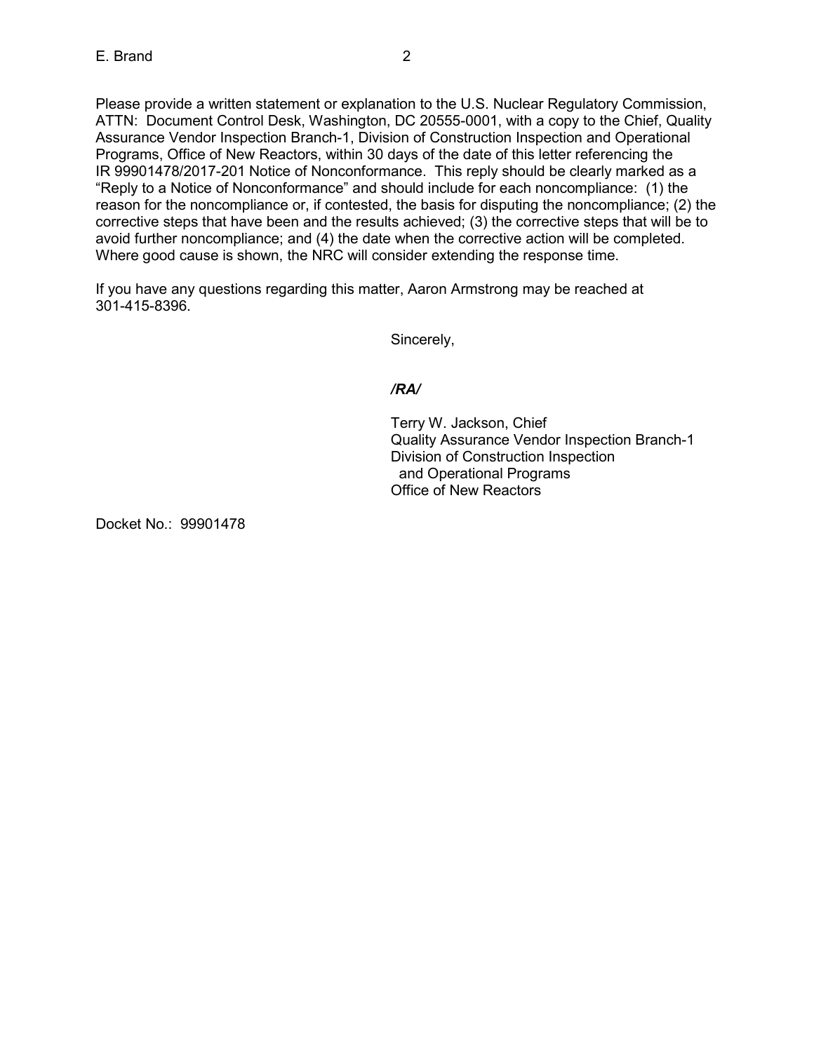Please provide a written statement or explanation to the U.S. Nuclear Regulatory Commission, ATTN: Document Control Desk, Washington, DC 20555-0001, with a copy to the Chief, Quality Assurance Vendor Inspection Branch-1, Division of Construction Inspection and Operational Programs, Office of New Reactors, within 30 days of the date of this letter referencing the IR 99901478/2017-201 Notice of Nonconformance. This reply should be clearly marked as a "Reply to a Notice of Nonconformance" and should include for each noncompliance: (1) the reason for the noncompliance or, if contested, the basis for disputing the noncompliance; (2) the corrective steps that have been and the results achieved; (3) the corrective steps that will be to avoid further noncompliance; and (4) the date when the corrective action will be completed. Where good cause is shown, the NRC will consider extending the response time.

If you have any questions regarding this matter, Aaron Armstrong may be reached at 301-415-8396.

Sincerely,

*/RA/*

Terry W. Jackson, Chief  
Quality Assurance Vendor Inspection Branch-1  
Division of Construction Inspection  
and Operational Programs  
Office of New Reactors

Docket No.: 99901478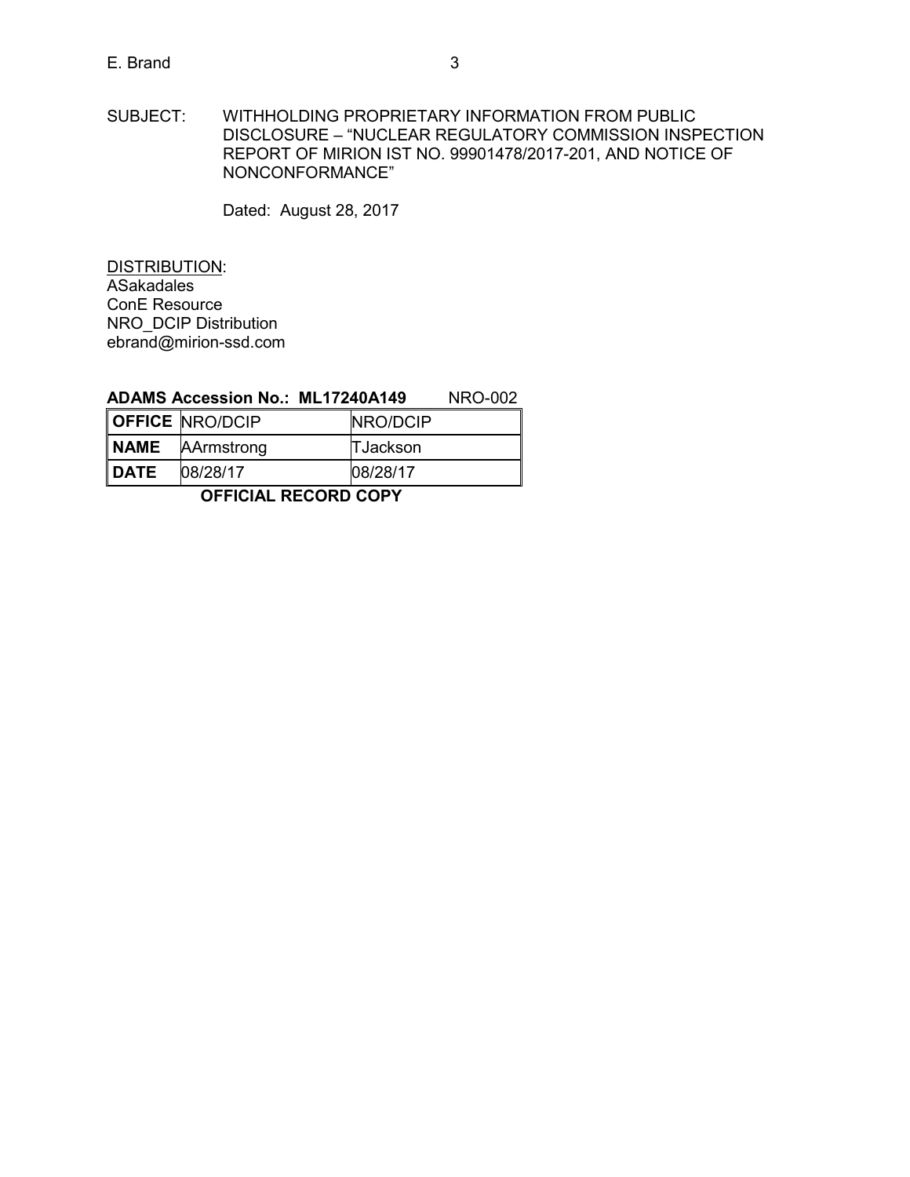SUBJECT: WITHHOLDING PROPRIETARY INFORMATION FROM PUBLIC DISCLOSURE – "NUCLEAR REGULATORY COMMISSION INSPECTION REPORT OF MIRION IST NO. 99901478/2017-201, AND NOTICE OF NONCONFORMANCE"

Dated: August 28, 2017

DISTRIBUTION:
ASakadales
ConE Resource
NRO_DCIP Distribution
ebrand@mirion-ssd.com

**ADAMS Accession No.: ML17240A149** NRO-002

| | | |
|---|---|---|
| **OFFICE** | NRO/DCIP | NRO/DCIP |
| **NAME** | AArmstrong | TJackson |
| **DATE** | 08/28/17 | 08/28/17 |

**OFFICIAL RECORD COPY**